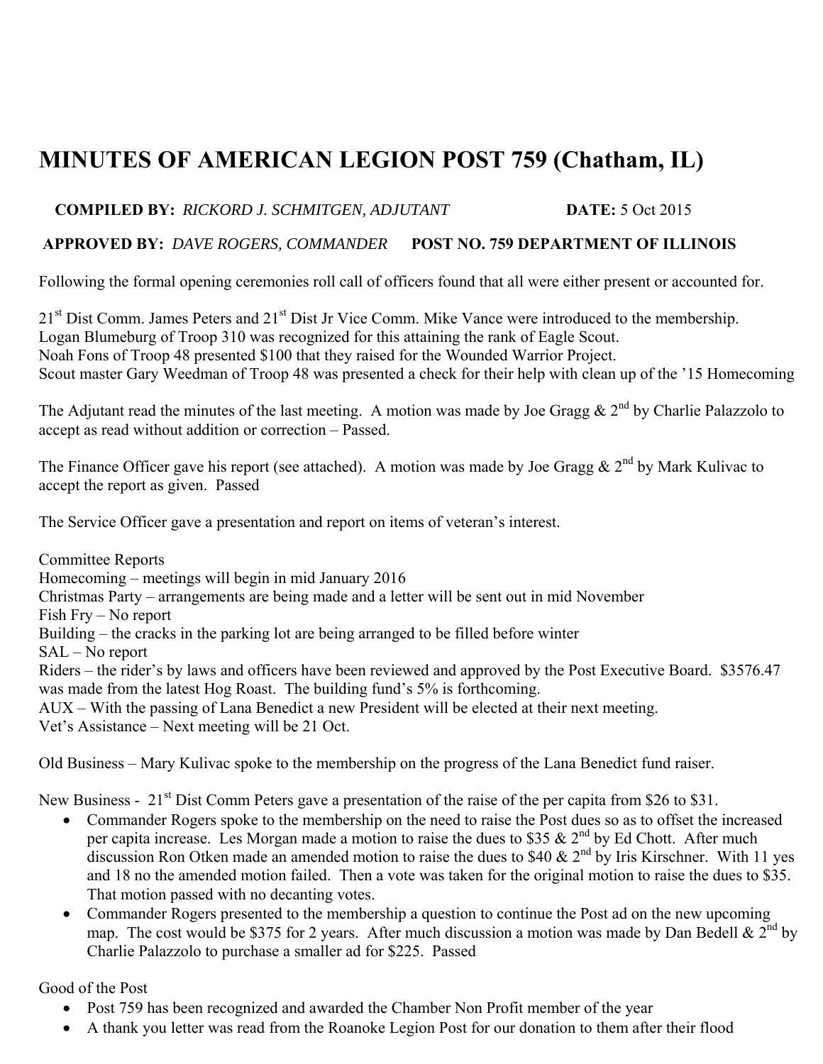# MINUTES OF AMERICAN LEGION POST 759 (Chatham, IL)

**COMPILED BY:** *RICKORD J. SCHMITGEN, ADJUTANT* **DATE:** 5 Oct 2015

**APPROVED BY:** *DAVE ROGERS, COMMANDER* **POST NO. 759 DEPARTMENT OF ILLINOIS**

Following the formal opening ceremonies roll call of officers found that all were either present or accounted for.

21st Dist Comm. James Peters and 21st Dist Jr Vice Comm. Mike Vance were introduced to the membership.
Logan Blumeburg of Troop 310 was recognized for this attaining the rank of Eagle Scout.
Noah Fons of Troop 48 presented $100 that they raised for the Wounded Warrior Project.
Scout master Gary Weedman of Troop 48 was presented a check for their help with clean up of the '15 Homecoming

The Adjutant read the minutes of the last meeting. A motion was made by Joe Gragg & 2nd by Charlie Palazzolo to accept as read without addition or correction – Passed.

The Finance Officer gave his report (see attached). A motion was made by Joe Gragg & 2nd by Mark Kulivac to accept the report as given. Passed

The Service Officer gave a presentation and report on items of veteran's interest.

Committee Reports
Homecoming – meetings will begin in mid January 2016
Christmas Party – arrangements are being made and a letter will be sent out in mid November
Fish Fry – No report
Building – the cracks in the parking lot are being arranged to be filled before winter
SAL – No report
Riders – the rider's by laws and officers have been reviewed and approved by the Post Executive Board. $3576.47 was made from the latest Hog Roast. The building fund's 5% is forthcoming.
AUX – With the passing of Lana Benedict a new President will be elected at their next meeting.
Vet's Assistance – Next meeting will be 21 Oct.

Old Business – Mary Kulivac spoke to the membership on the progress of the Lana Benedict fund raiser.

New Business - 21st Dist Comm Peters gave a presentation of the raise of the per capita from $26 to $31.

- Commander Rogers spoke to the membership on the need to raise the Post dues so as to offset the increased per capita increase. Les Morgan made a motion to raise the dues to $35 & 2nd by Ed Chott. After much discussion Ron Otken made an amended motion to raise the dues to $40 & 2nd by Iris Kirschner. With 11 yes and 18 no the amended motion failed. Then a vote was taken for the original motion to raise the dues to $35. That motion passed with no decanting votes.
- Commander Rogers presented to the membership a question to continue the Post ad on the new upcoming map. The cost would be $375 for 2 years. After much discussion a motion was made by Dan Bedell & 2nd by Charlie Palazzolo to purchase a smaller ad for $225. Passed

Good of the Post

- Post 759 has been recognized and awarded the Chamber Non Profit member of the year
- A thank you letter was read from the Roanoke Legion Post for our donation to them after their flood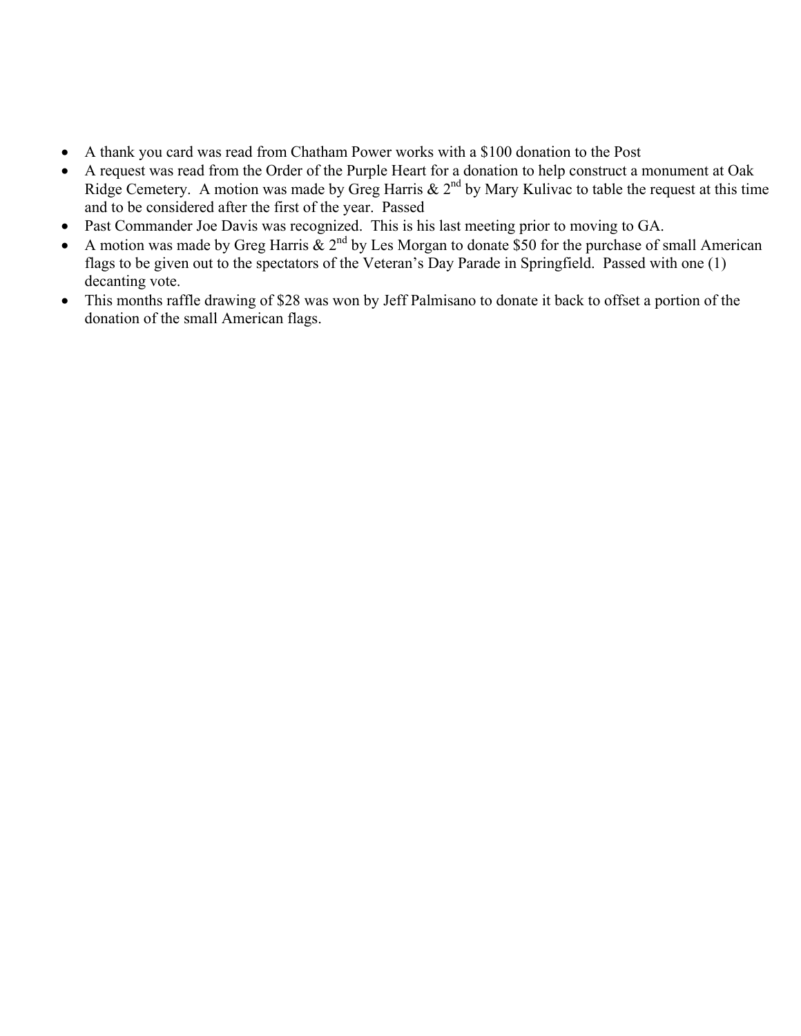- A thank you card was read from Chatham Power works with a $100 donation to the Post
- A request was read from the Order of the Purple Heart for a donation to help construct a monument at Oak Ridge Cemetery. A motion was made by Greg Harris & 2nd by Mary Kulivac to table the request at this time and to be considered after the first of the year. Passed
- Past Commander Joe Davis was recognized. This is his last meeting prior to moving to GA.
- A motion was made by Greg Harris & 2nd by Les Morgan to donate $50 for the purchase of small American flags to be given out to the spectators of the Veteran's Day Parade in Springfield. Passed with one (1) decanting vote.
- This months raffle drawing of $28 was won by Jeff Palmisano to donate it back to offset a portion of the donation of the small American flags.